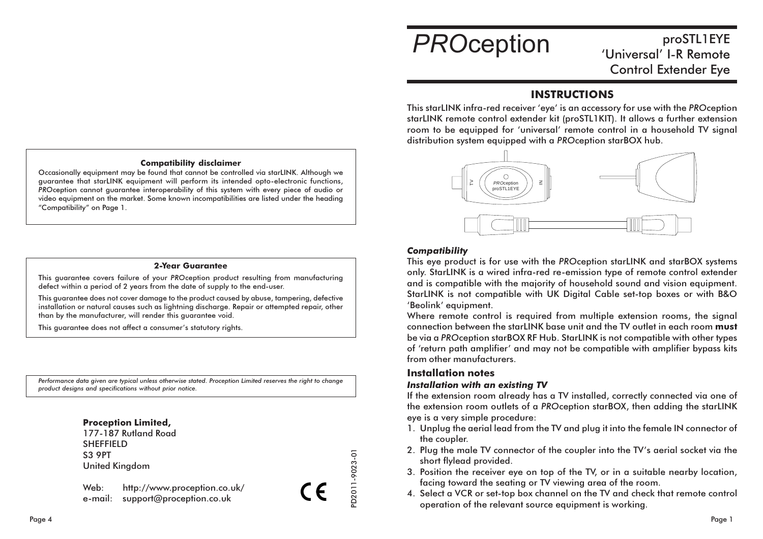# *PRO*ception

## proSTL1EYE 'Universal' I-R Remote Control Extender Eye

### INSTRUCTIONS

This starLINK infra-red receiver 'eye' is an accessory for use with the *PRO*ception starLINK remote control extender kit (proSTL1KIT). It allows a further extension room to be equipped for 'universal' remote control in a household TV signal distribution system equipped with a *PRO*ception starBOX hub.

TV

*PRO*ception
proSTL1EYE

IN

#### *Compatibility*

This eye product is for use with the *PRO*ception starLINK and starBOX systems only. StarLINK is a wired infra-red re-emission type of remote control extender and is compatible with the majority of household sound and vision equipment. StarLINK is not compatible with UK Digital Cable set-top boxes or with B&O 'Beolink' equipment.

Where remote control is required from multiple extension rooms, the signal connection between the starLINK base unit and the TV outlet in each room **must** be via a *PRO*ception starBOX RF Hub. StarLINK is not compatible with other types of 'return path amplifier' and may not be compatible with amplifier bypass kits from other manufacturers.

### Installation notes

#### *Installation with an existing TV*

If the extension room already has a TV installed, correctly connected via one of the extension room outlets of a *PRO*ception starBOX, then adding the starLINK eye is a very simple procedure:

1. Unplug the aerial lead from the TV and plug it into the female IN connector of the coupler.
2. Plug the male TV connector of the coupler into the TV's aerial socket via the short flylead provided.
3. Position the receiver eye on top of the TV, or in a suitable nearby location, facing toward the seating or TV viewing area of the room.
4. Select a VCR or set-top box channel on the TV and check that remote control operation of the relevant source equipment is working.

**Compatibility disclaimer**

Occasionally equipment may be found that cannot be controlled via starLINK. Although we guarantee that starLINK equipment will perform its intended opto-electronic functions, *PRO*ception cannot guarantee interoperability of this system with every piece of audio or video equipment on the market. Some known incompatibilities are listed under the heading "Compatibility" on Page 1.

**2-Year Guarantee**

This guarantee covers failure of your *PRO*ception product resulting from manufacturing defect within a period of 2 years from the date of supply to the end-user.

This guarantee does not cover damage to the product caused by abuse, tampering, defective installation or natural causes such as lightning discharge. Repair or attempted repair, other than by the manufacturer, will render this guarantee void.

This guarantee does not affect a consumer's statutory rights.

*Performance data given are typical unless otherwise stated. Proception Limited reserves the right to change product designs and specifications without prior notice.*

**Proception Limited,**
177-187 Rutland Road
SHEFFIELD
S3 9PT
United Kingdom

Web: http://www.proception.co.uk/
e-mail: support@proception.co.uk

CE

PD2011-9023-01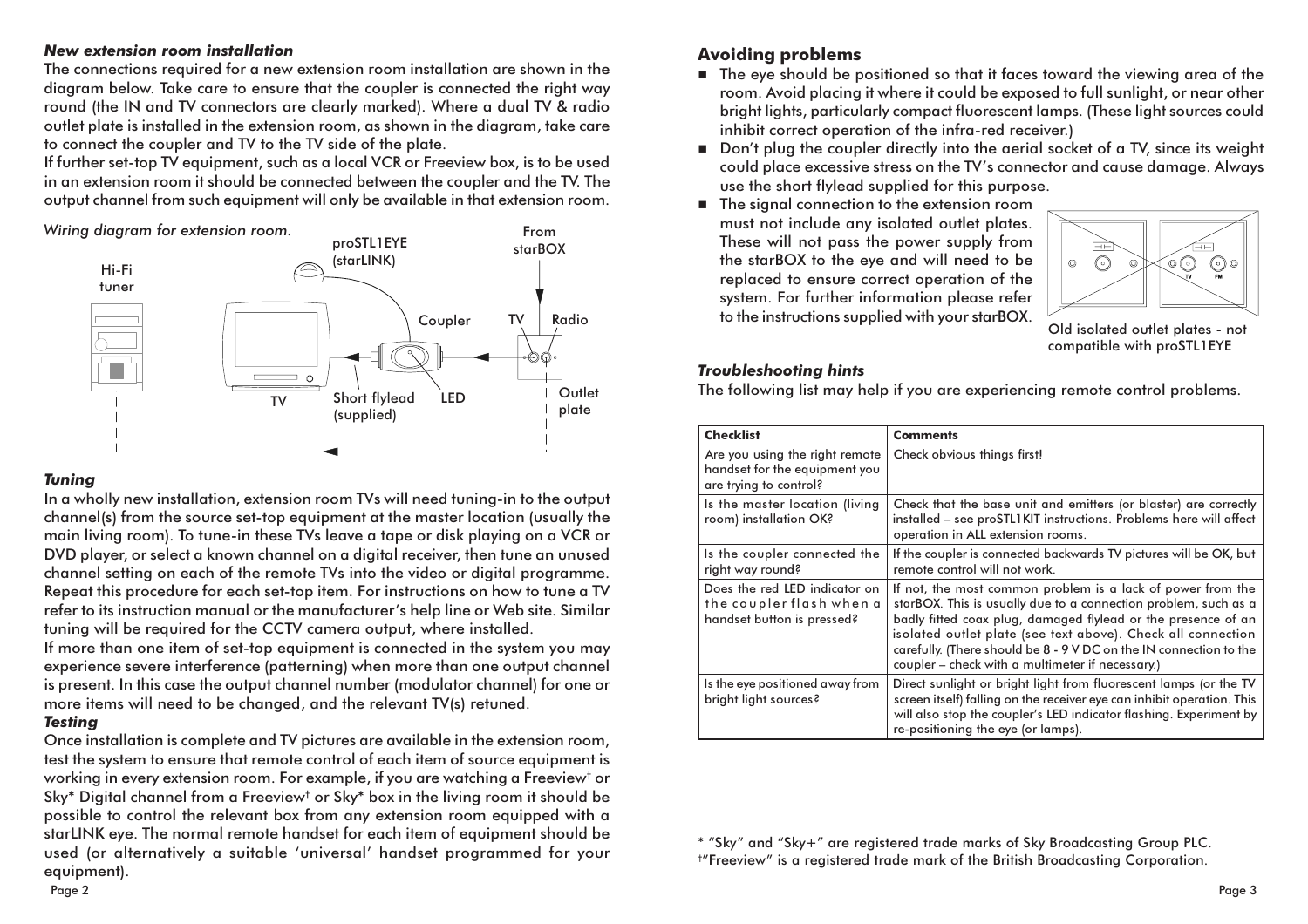### *New extension room installation*

The connections required for a new extension room installation are shown in the diagram below. Take care to ensure that the coupler is connected the right way round (the IN and TV connectors are clearly marked). Where a dual TV & radio outlet plate is installed in the extension room, as shown in the diagram, take care to connect the coupler and TV to the TV side of the plate.

If further set-top TV equipment, such as a local VCR or Freeview box, is to be used in an extension room it should be connected between the coupler and the TV. The output channel from such equipment will only be available in that extension room.

*Wiring diagram for extension room.*

Hi-Fi tuner
proSTL1EYE (starLINK)
From starBOX
Coupler
TV
Radio
TV
Short flylead (supplied)
LED
Outlet plate

### *Tuning*

In a wholly new installation, extension room TVs will need tuning-in to the output channel(s) from the source set-top equipment at the master location (usually the main living room). To tune-in these TVs leave a tape or disk playing on a VCR or DVD player, or select a known channel on a digital receiver, then tune an unused channel setting on each of the remote TVs into the video or digital programme. Repeat this procedure for each set-top item. For instructions on how to tune a TV refer to its instruction manual or the manufacturer's help line or Web site. Similar tuning will be required for the CCTV camera output, where installed.

If more than one item of set-top equipment is connected in the system you may experience severe interference (patterning) when more than one output channel is present. In this case the output channel number (modulator channel) for one or more items will need to be changed, and the relevant TV(s) retuned.

### *Testing*

Once installation is complete and TV pictures are available in the extension room, test the system to ensure that remote control of each item of source equipment is working in every extension room. For example, if you are watching a Freeview† or Sky* Digital channel from a Freeview† or Sky* box in the living room it should be possible to control the relevant box from any extension room equipped with a starLINK eye. The normal remote handset for each item of equipment should be used (or alternatively a suitable 'universal' handset programmed for your equipment).

## Avoiding problems

- The eye should be positioned so that it faces toward the viewing area of the room. Avoid placing it where it could be exposed to full sunlight, or near other bright lights, particularly compact fluorescent lamps. (These light sources could inhibit correct operation of the infra-red receiver.)
- Don't plug the coupler directly into the aerial socket of a TV, since its weight could place excessive stress on the TV's connector and cause damage. Always use the short flylead supplied for this purpose.
- The signal connection to the extension room must not include any isolated outlet plates. These will not pass the power supply from the starBOX to the eye and will need to be replaced to ensure correct operation of the system. For further information please refer to the instructions supplied with your starBOX.

TV FM

Old isolated outlet plates - not compatible with proSTL1EYE

### *Troubleshooting hints*

The following list may help if you are experiencing remote control problems.

| Checklist | Comments |
|---|---|
| Are you using the right remote handset for the equipment you are trying to control? | Check obvious things first! |
| Is the master location (living room) installation OK? | Check that the base unit and emitters (or blaster) are correctly installed – see proSTL1KIT instructions. Problems here will affect operation in ALL extension rooms. |
| Is the coupler connected the right way round? | If the coupler is connected backwards TV pictures will be OK, but remote control will not work. |
| Does the red LED indicator on the coupler flash when a handset button is pressed? | If not, the most common problem is a lack of power from the starBOX. This is usually due to a connection problem, such as a badly fitted coax plug, damaged flylead or the presence of an isolated outlet plate (see text above). Check all connection carefully. (There should be 8 - 9 V DC on the IN connection to the coupler – check with a multimeter if necessary.) |
| Is the eye positioned away from bright light sources? | Direct sunlight or bright light from fluorescent lamps (or the TV screen itself) falling on the receiver eye can inhibit operation. This will also stop the coupler's LED indicator flashing. Experiment by re-positioning the eye (or lamps). |

\* "Sky" and "Sky+" are registered trade marks of Sky Broadcasting Group PLC.
†"Freeview" is a registered trade mark of the British Broadcasting Corporation.